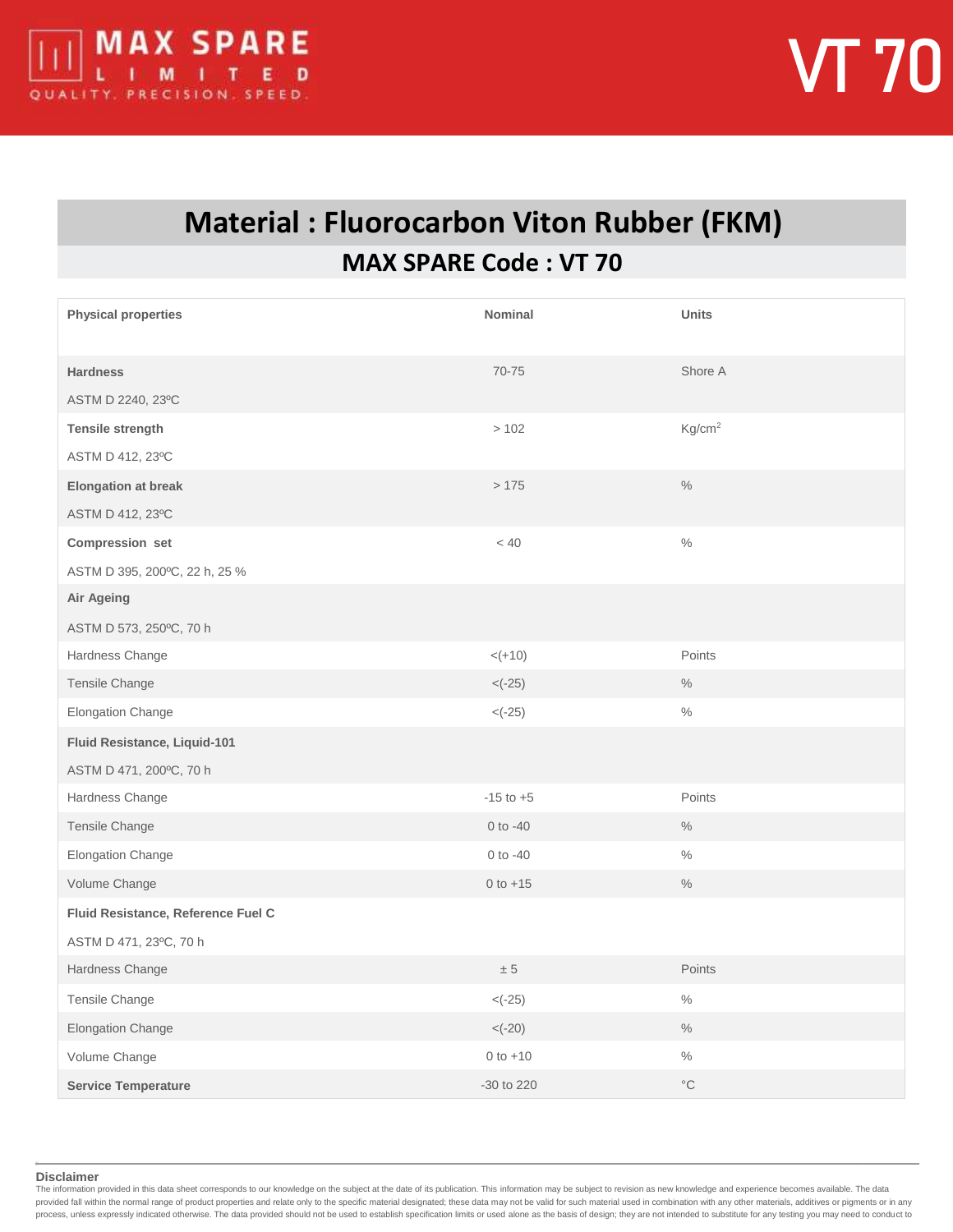MAX SPARE LIMITED
QUALITY. PRECISION. SPEED.

VT 70

# Material : Fluorocarbon Viton Rubber (FKM)

## MAX SPARE Code : VT 70

| Physical properties | Nominal | Units |
|---|---|---|
| **Hardness** | 70-75 | Shore A |
| ASTM D 2240, 23ºC | | |
| **Tensile strength** | > 102 | $Kg/cm^2$ |
| ASTM D 412, 23ºC | | |
| **Elongation at break** | > 175 | % |
| ASTM D 412, 23ºC | | |
| **Compression set** | < 40 | % |
| ASTM D 395, 200ºC, 22 h, 25 % | | |
| **Air Ageing** | | |
| ASTM D 573, 250ºC, 70 h | | |
| Hardness Change | <(+10) | Points |
| Tensile Change | <(-25) | % |
| Elongation Change | <(-25) | % |
| **Fluid Resistance, Liquid-101** | | |
| ASTM D 471, 200ºC, 70 h | | |
| Hardness Change | -15 to +5 | Points |
| Tensile Change | 0 to -40 | % |
| Elongation Change | 0 to -40 | % |
| Volume Change | 0 to +15 | % |
| **Fluid Resistance, Reference Fuel C** | | |
| ASTM D 471, 23ºC, 70 h | | |
| Hardness Change | ± 5 | Points |
| Tensile Change | <(-25) | % |
| Elongation Change | <(-20) | % |
| Volume Change | 0 to +10 | % |
| **Service Temperature** | -30 to 220 | °C |

**Disclaimer**

The information provided in this data sheet corresponds to our knowledge on the subject at the date of its publication. This information may be subject to revision as new knowledge and experience becomes available. The data provided fall within the normal range of product properties and relate only to the specific material designated; these data may not be valid for such material used in combination with any other materials, additives or pigments or in any process, unless expressly indicated otherwise. The data provided should not be used to establish specification limits or used alone as the basis of design; they are not intended to substitute for any testing you may need to conduct to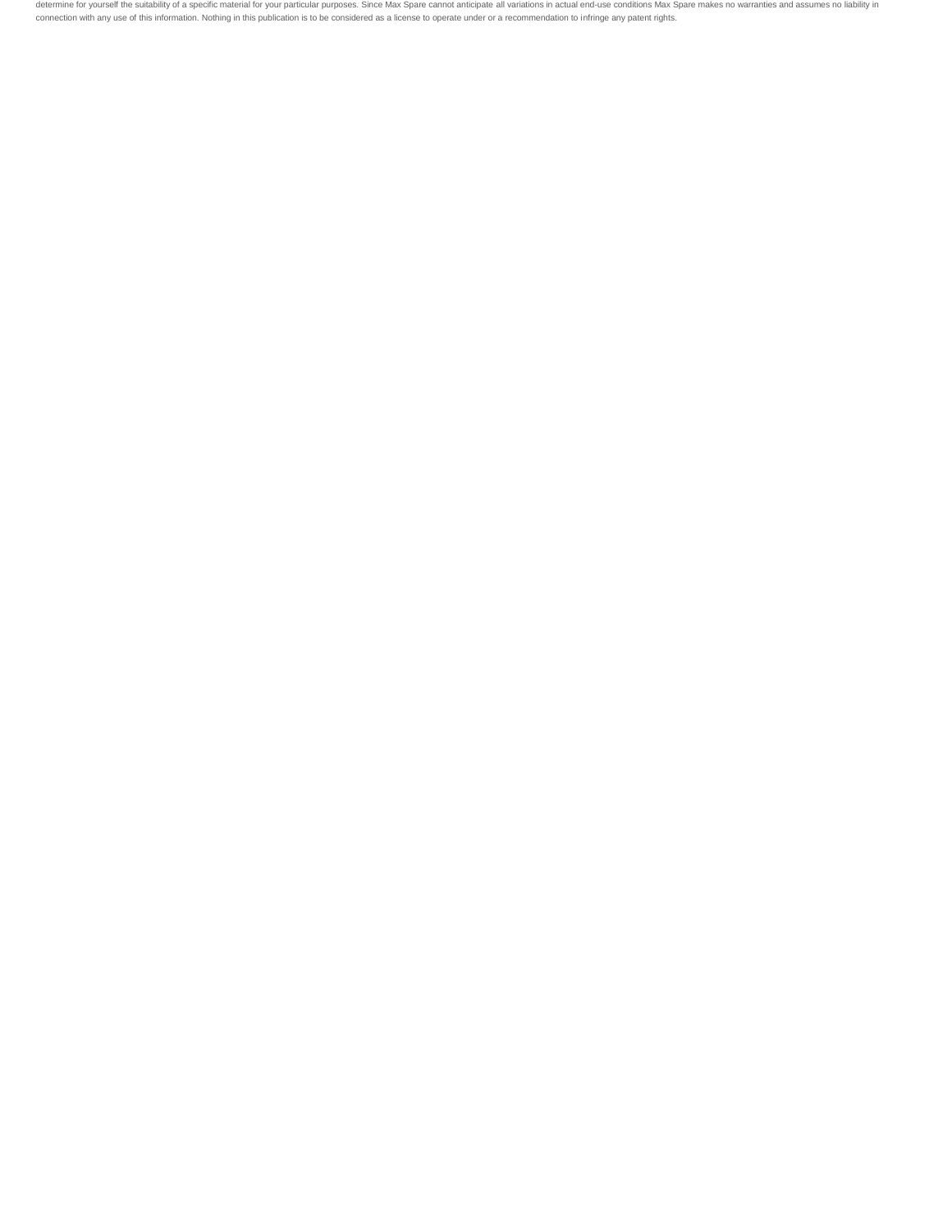determine for yourself the suitability of a specific material for your particular purposes. Since Max Spare cannot anticipate all variations in actual end-use conditions Max Spare makes no warranties and assumes no liability in connection with any use of this information. Nothing in this publication is to be considered as a license to operate under or a recommendation to infringe any patent rights.